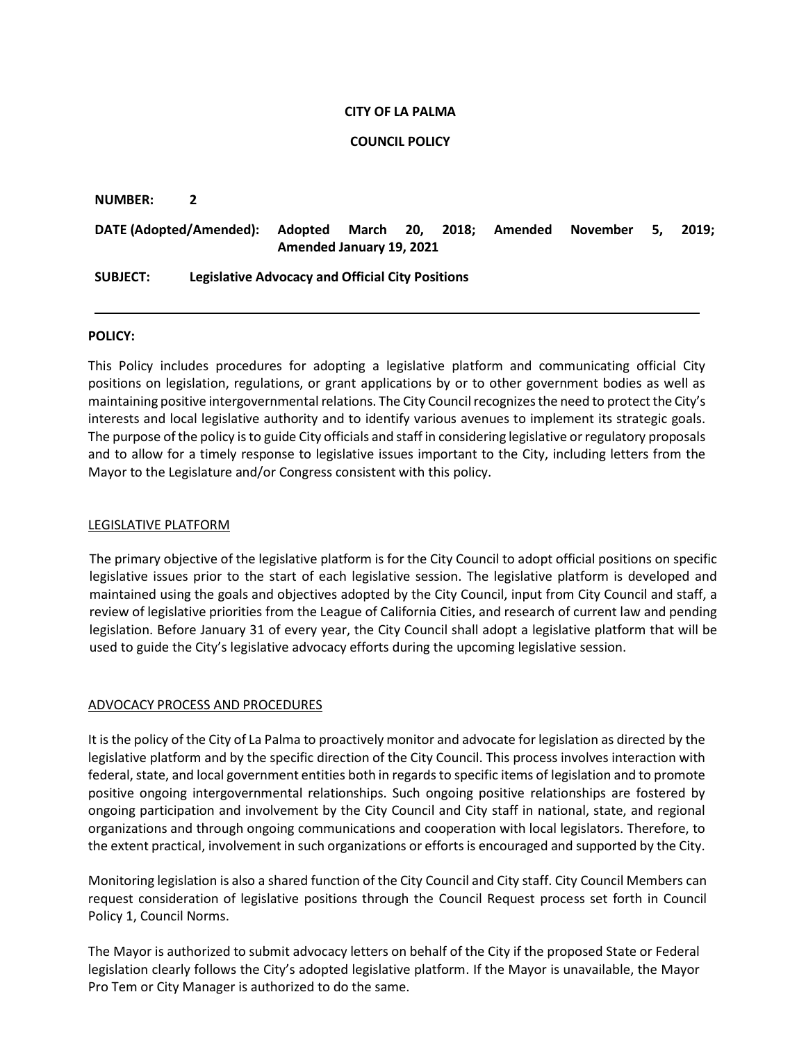**CITY OF LA PALMA**

**COUNCIL POLICY**

**NUMBER:** **2**

**DATE (Adopted/Amended):** **Adopted March 20, 2018; Amended November 5, 2019; Amended January 19, 2021**

**SUBJECT:** **Legislative Advocacy and Official City Positions**

---

**POLICY:**

This Policy includes procedures for adopting a legislative platform and communicating official City positions on legislation, regulations, or grant applications by or to other government bodies as well as maintaining positive intergovernmental relations. The City Council recognizes the need to protect the City's interests and local legislative authority and to identify various avenues to implement its strategic goals. The purpose of the policy is to guide City officials and staff in considering legislative or regulatory proposals and to allow for a timely response to legislative issues important to the City, including letters from the Mayor to the Legislature and/or Congress consistent with this policy.

<u>LEGISLATIVE PLATFORM</u>

The primary objective of the legislative platform is for the City Council to adopt official positions on specific legislative issues prior to the start of each legislative session. The legislative platform is developed and maintained using the goals and objectives adopted by the City Council, input from City Council and staff, a review of legislative priorities from the League of California Cities, and research of current law and pending legislation. Before January 31 of every year, the City Council shall adopt a legislative platform that will be used to guide the City's legislative advocacy efforts during the upcoming legislative session.

<u>ADVOCACY PROCESS AND PROCEDURES</u>

It is the policy of the City of La Palma to proactively monitor and advocate for legislation as directed by the legislative platform and by the specific direction of the City Council. This process involves interaction with federal, state, and local government entities both in regards to specific items of legislation and to promote positive ongoing intergovernmental relationships. Such ongoing positive relationships are fostered by ongoing participation and involvement by the City Council and City staff in national, state, and regional organizations and through ongoing communications and cooperation with local legislators. Therefore, to the extent practical, involvement in such organizations or efforts is encouraged and supported by the City.

Monitoring legislation is also a shared function of the City Council and City staff. City Council Members can request consideration of legislative positions through the Council Request process set forth in Council Policy 1, Council Norms.

The Mayor is authorized to submit advocacy letters on behalf of the City if the proposed State or Federal legislation clearly follows the City's adopted legislative platform. If the Mayor is unavailable, the Mayor Pro Tem or City Manager is authorized to do the same.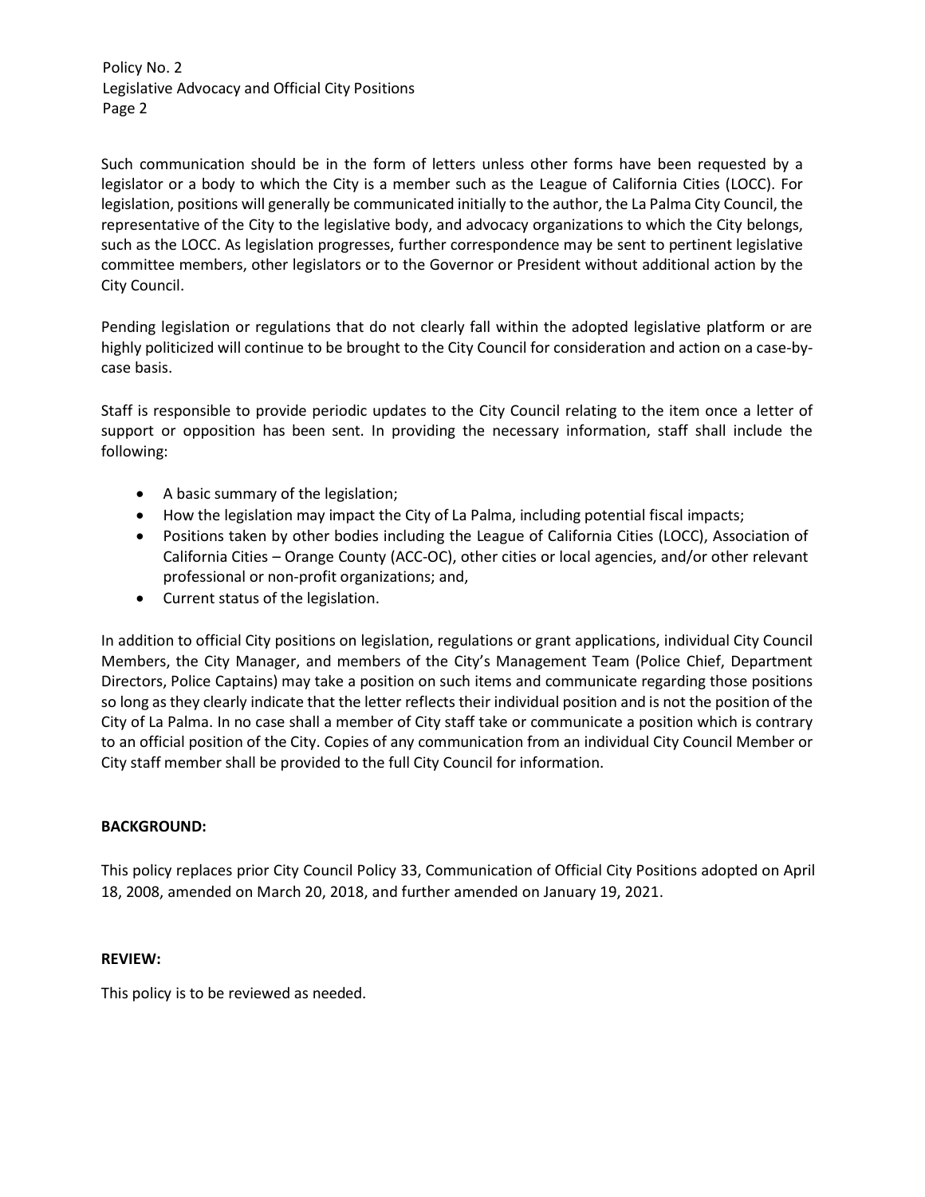Such communication should be in the form of letters unless other forms have been requested by a legislator or a body to which the City is a member such as the League of California Cities (LOCC). For legislation, positions will generally be communicated initially to the author, the La Palma City Council, the representative of the City to the legislative body, and advocacy organizations to which the City belongs, such as the LOCC. As legislation progresses, further correspondence may be sent to pertinent legislative committee members, other legislators or to the Governor or President without additional action by the City Council.

Pending legislation or regulations that do not clearly fall within the adopted legislative platform or are highly politicized will continue to be brought to the City Council for consideration and action on a case-by-case basis.

Staff is responsible to provide periodic updates to the City Council relating to the item once a letter of support or opposition has been sent. In providing the necessary information, staff shall include the following:

- A basic summary of the legislation;
- How the legislation may impact the City of La Palma, including potential fiscal impacts;
- Positions taken by other bodies including the League of California Cities (LOCC), Association of California Cities – Orange County (ACC-OC), other cities or local agencies, and/or other relevant professional or non-profit organizations; and,
- Current status of the legislation.

In addition to official City positions on legislation, regulations or grant applications, individual City Council Members, the City Manager, and members of the City's Management Team (Police Chief, Department Directors, Police Captains) may take a position on such items and communicate regarding those positions so long as they clearly indicate that the letter reflects their individual position and is not the position of the City of La Palma. In no case shall a member of City staff take or communicate a position which is contrary to an official position of the City. Copies of any communication from an individual City Council Member or City staff member shall be provided to the full City Council for information.

**BACKGROUND:**

This policy replaces prior City Council Policy 33, Communication of Official City Positions adopted on April 18, 2008, amended on March 20, 2018, and further amended on January 19, 2021.

**REVIEW:**

This policy is to be reviewed as needed.